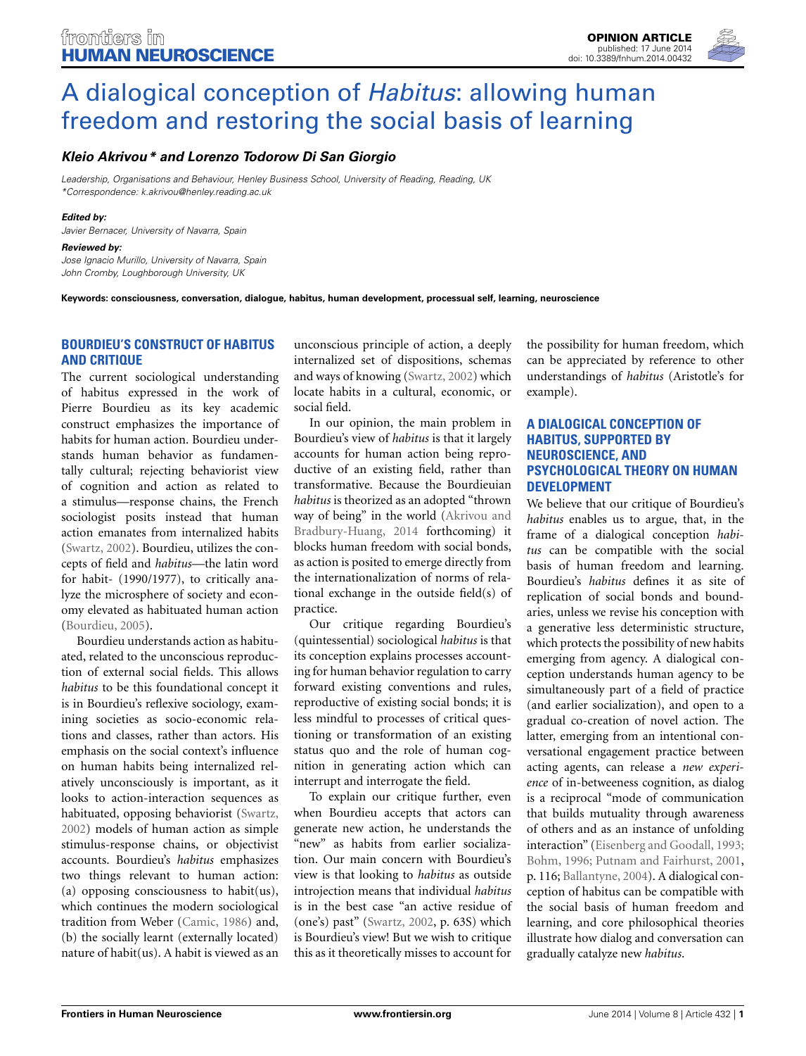# A dialogical conception of *Habitus*: allowing human freedom and restoring the social basis of learning

***Kleio Akrivou\* and Lorenzo Todorow Di San Giorgio***

*Leadership, Organisations and Behaviour, Henley Business School, University of Reading, Reading, UK*
*\*Correspondence: k.akrivou@henley.reading.ac.uk*

***Edited by:***
*Javier Bernacer, University of Navarra, Spain*

***Reviewed by:***
*Jose Ignacio Murillo, University of Navarra, Spain*
*John Cromby, Loughborough University, UK*

**Keywords: consciousness, conversation, dialogue, habitus, human development, processual self, learning, neuroscience**

## BOURDIEU'S CONSTRUCT OF HABITUS AND CRITIQUE

The current sociological understanding of habitus expressed in the work of Pierre Bourdieu as its key academic construct emphasizes the importance of habits for human action. Bourdieu understands human behavior as fundamentally cultural; rejecting behaviorist view of cognition and action as related to a stimulus—response chains, the French sociologist posits instead that human action emanates from internalized habits (Swartz, 2002). Bourdieu, utilizes the concepts of field and *habitus*—the latin word for habit- (1990/1977), to critically analyze the microsphere of society and economy elevated as habituated human action (Bourdieu, 2005).

Bourdieu understands action as habituated, related to the unconscious reproduction of external social fields. This allows *habitus* to be this foundational concept it is in Bourdieu's reflexive sociology, examining societies as socio-economic relations and classes, rather than actors. His emphasis on the social context's influence on human habits being internalized relatively unconsciously is important, as it looks to action-interaction sequences as habituated, opposing behaviorist (Swartz, 2002) models of human action as simple stimulus-response chains, or objectivist accounts. Bourdieu's *habitus* emphasizes two things relevant to human action: (a) opposing consciousness to habit(us), which continues the modern sociological tradition from Weber (Camic, 1986) and, (b) the socially learnt (externally located) nature of habit(us). A habit is viewed as an unconscious principle of action, a deeply internalized set of dispositions, schemas and ways of knowing (Swartz, 2002) which locate habits in a cultural, economic, or social field.

In our opinion, the main problem in Bourdieu's view of *habitus* is that it largely accounts for human action being reproductive of an existing field, rather than transformative. Because the Bourdieuian *habitus* is theorized as an adopted "thrown way of being" in the world (Akrivou and Bradbury-Huang, 2014 forthcoming) it blocks human freedom with social bonds, as action is posited to emerge directly from the internationalization of norms of relational exchange in the outside field(s) of practice.

Our critique regarding Bourdieu's (quintessential) sociological *habitus* is that its conception explains processes accounting for human behavior regulation to carry forward existing conventions and rules, reproductive of existing social bonds; it is less mindful to processes of critical questioning or transformation of an existing status quo and the role of human cognition in generating action which can interrupt and interrogate the field.

To explain our critique further, even when Bourdieu accepts that actors can generate new action, he understands the "new" as habits from earlier socialization. Our main concern with Bourdieu's view is that looking to *habitus* as outside introjection means that individual *habitus* is in the best case "an active residue of (one's) past" (Swartz, 2002, p. 63S) which is Bourdieu's view! But we wish to critique this as it theoretically misses to account for the possibility for human freedom, which can be appreciated by reference to other understandings of *habitus* (Aristotle's for example).

## A DIALOGICAL CONCEPTION OF HABITUS, SUPPORTED BY NEUROSCIENCE, AND PSYCHOLOGICAL THEORY ON HUMAN DEVELOPMENT

We believe that our critique of Bourdieu's *habitus* enables us to argue, that, in the frame of a dialogical conception *habitus* can be compatible with the social basis of human freedom and learning. Bourdieu's *habitus* defines it as site of replication of social bonds and boundaries, unless we revise his conception with a generative less deterministic structure, which protects the possibility of new habits emerging from agency. A dialogical conception understands human agency to be simultaneously part of a field of practice (and earlier socialization), and open to a gradual co-creation of novel action. The latter, emerging from an intentional conversational engagement practice between acting agents, can release a *new experience* of in-betweeness cognition, as dialog is a reciprocal "mode of communication that builds mutuality through awareness of others and as an instance of unfolding interaction" (Eisenberg and Goodall, 1993; Bohm, 1996; Putnam and Fairhurst, 2001, p. 116; Ballantyne, 2004). A dialogical conception of habitus can be compatible with the social basis of human freedom and learning, and core philosophical theories illustrate how dialog and conversation can gradually catalyze new *habitus*.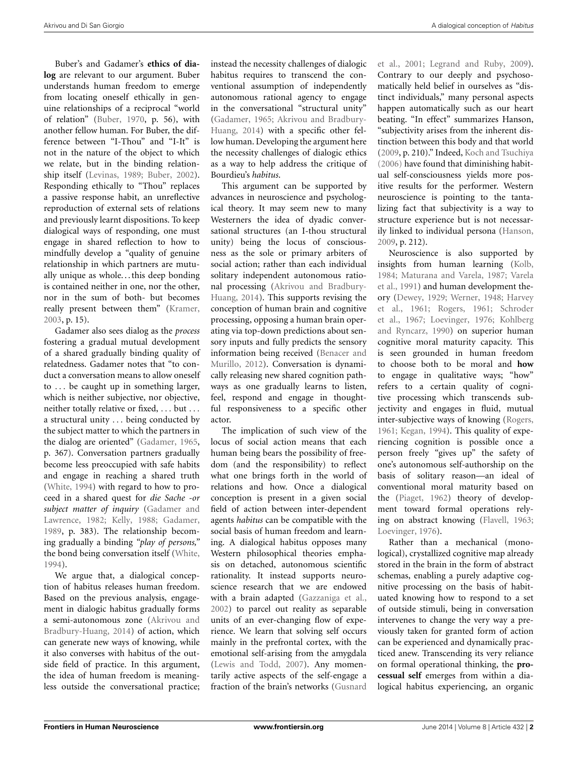Buber's and Gadamer's **ethics of dialog** are relevant to our argument. Buber understands human freedom to emerge from locating oneself ethically in genuine relationships of a reciprocal "world of relation" (Buber, 1970, p. 56), with another fellow human. For Buber, the difference between "I-Thou" and "I-It" is not in the nature of the object to which we relate, but in the binding relationship itself (Levinas, 1989; Buber, 2002). Responding ethically to "Thou" replaces a passive response habit, an unreflective reproduction of external sets of relations and previously learnt dispositions. To keep dialogical ways of responding, one must engage in shared reflection to how to mindfully develop a "quality of genuine relationship in which partners are mutually unique as whole…this deep bonding is contained neither in one, nor the other, nor in the sum of both- but becomes really present between them" (Kramer, 2003, p. 15).

Gadamer also sees dialog as the *process* fostering a gradual mutual development of a shared gradually binding quality of relatedness. Gadamer notes that "to conduct a conversation means to allow oneself to … be caught up in something larger, which is neither subjective, nor objective, neither totally relative or fixed, … but … a structural unity … being conducted by the subject matter to which the partners in the dialog are oriented" (Gadamer, 1965, p. 367). Conversation partners gradually become less preoccupied with safe habits and engage in reaching a shared truth (White, 1994) with regard to how to proceed in a shared quest for *die Sache -or subject matter of inquiry* (Gadamer and Lawrence, 1982; Kelly, 1988; Gadamer, 1989, p. 383). The relationship becoming gradually a binding "*play of persons,*" the bond being conversation itself (White, 1994).

We argue that, a dialogical conception of habitus releases human freedom. Based on the previous analysis, engagement in dialogic habitus gradually forms a semi-autonomous zone (Akrivou and Bradbury-Huang, 2014) of action, which can generate new ways of knowing, while it also converses with habitus of the outside field of practice. In this argument, the idea of human freedom is meaningless outside the conversational practice; instead the necessity challenges of dialogic habitus requires to transcend the conventional assumption of independently autonomous rational agency to engage in the conversational "structural unity" (Gadamer, 1965; Akrivou and Bradbury-Huang, 2014) with a specific other fellow human. Developing the argument here the necessity challenges of dialogic ethics as a way to help address the critique of Bourdieu's *habitus*.

This argument can be supported by advances in neuroscience and psychological theory. It may seem new to many Westerners the idea of dyadic conversational structures (an I-thou structural unity) being the locus of consciousness as the sole or primary arbiters of social action; rather than each individual solitary independent autonomous rational processing (Akrivou and Bradbury-Huang, 2014). This supports revising the conception of human brain and cognitive processing, opposing a human brain operating via top-down predictions about sensory inputs and fully predicts the sensory information being received (Benacer and Murillo, 2012). Conversation is dynamically releasing new shared cognition pathways as one gradually learns to listen, feel, respond and engage in thoughtful responsiveness to a specific other actor.

The implication of such view of the locus of social action means that each human being bears the possibility of freedom (and the responsibility) to reflect what one brings forth in the world of relations and how. Once a dialogical conception is present in a given social field of action between inter-dependent agents *habitus* can be compatible with the social basis of human freedom and learning. A dialogical habitus opposes many Western philosophical theories emphasis on detached, autonomous scientific rationality. It instead supports neuroscience research that we are endowed with a brain adapted (Gazzaniga et al., 2002) to parcel out reality as separable units of an ever-changing flow of experience. We learn that solving self occurs mainly in the prefrontal cortex, with the emotional self-arising from the amygdala (Lewis and Todd, 2007). Any momentarily active aspects of the self-engage a fraction of the brain's networks (Gusnard et al., 2001; Legrand and Ruby, 2009). Contrary to our deeply and psychosomatically held belief in ourselves as "distinct individuals," many personal aspects happen automatically such as our heart beating. "In effect" summarizes Hanson, "subjectivity arises from the inherent distinction between this body and that world (2009, p. 210)." Indeed, Koch and Tsuchiya (2006) have found that diminishing habitual self-consciousness yields more positive results for the performer. Western neuroscience is pointing to the tantalizing fact that subjectivity is a way to structure experience but is not necessarily linked to individual persona (Hanson, 2009, p. 212).

Neuroscience is also supported by insights from human learning (Kolb, 1984; Maturana and Varela, 1987; Varela et al., 1991) and human development theory (Dewey, 1929; Werner, 1948; Harvey et al., 1961; Rogers, 1961; Schroder et al., 1967; Loevinger, 1976; Kohlberg and Ryncarz, 1990) on superior human cognitive moral maturity capacity. This is seen grounded in human freedom to choose both to be moral and **how** to engage in qualitative ways; "how" refers to a certain quality of cognitive processing which transcends subjectivity and engages in fluid, mutual inter-subjective ways of knowing (Rogers, 1961; Kegan, 1994). This quality of experiencing cognition is possible once a person freely "gives up" the safety of one's autonomous self-authorship on the basis of solitary reason—an ideal of conventional moral maturity based on the (Piaget, 1962) theory of development toward formal operations relying on abstract knowing (Flavell, 1963; Loevinger, 1976).

Rather than a mechanical (monological), crystallized cognitive map already stored in the brain in the form of abstract schemas, enabling a purely adaptive cognitive processing on the basis of habituated knowing how to respond to a set of outside stimuli, being in conversation intervenes to change the very way a previously taken for granted form of action can be experienced and dynamically practiced anew. Transcending its very reliance on formal operational thinking, the **processual self** emerges from within a dialogical habitus experiencing, an organic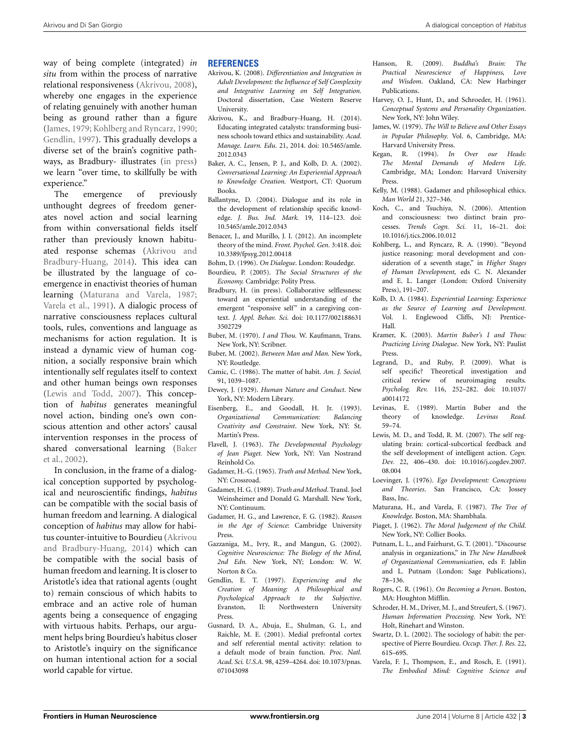way of being complete (integrated) *in situ* from within the process of narrative relational responsiveness (Akrivou, 2008), whereby one engages in the experience of relating genuinely with another human being as ground rather than a figure (James, 1979; Kohlberg and Ryncarz, 1990; Gendlin, 1997). This gradually develops a diverse set of the brain's cognitive pathways, as Bradbury- illustrates (in press) we learn "over time, to skillfully be with experience."

The emergence of previously unthought degrees of freedom generates novel action and social learning from within conversational fields itself rather than previously known habituated response schemas (Akrivou and Bradbury-Huang, 2014). This idea can be illustrated by the language of co-emergence in enactivist theories of human learning (Maturana and Varela, 1987; Varela et al., 1991). A dialogic process of narrative consciousness replaces cultural tools, rules, conventions and language as mechanisms for action regulation. It is instead a dynamic view of human cognition, a socially responsive brain which intentionally self regulates itself to context and other human beings own responses (Lewis and Todd, 2007). This conception of *habitus* generates meaningful novel action, binding one's own conscious attention and other actors' causal intervention responses in the process of shared conversational learning (Baker et al., 2002).

In conclusion, in the frame of a dialogical conception supported by psychological and neuroscientific findings, *habitus* can be compatible with the social basis of human freedom and learning. A dialogical conception of *habitus* may allow for habitus counter-intuitive to Bourdieu (Akrivou and Bradbury-Huang, 2014) which can be compatible with the social basis of human freedom and learning. It is closer to Aristotle's idea that rational agents (ought to) remain conscious of which habits to embrace and an active role of human agents being a consequence of engaging with virtuous habits. Perhaps, our argument helps bring Bourdieu's habitus closer to Aristotle's inquiry on the significance on human intentional action for a social world capable for virtue.

## REFERENCES

Akrivou, K. (2008). *Differentiation and Integration in Adult Development: the Influence of Self Complexity and Integrative Learning on Self Integration.* Doctoral dissertation, Case Western Reserve University.

Akrivou, K., and Bradbury-Huang, H. (2014). Educating integrated catalysts: transforming business schools toward ethics and sustainability. *Acad. Manage. Learn. Edu.* 21, 2014. doi: 10.5465/amle.2012.0343

Baker, A. C., Jensen, P. J., and Kolb, D. A. (2002). *Conversational Learning: An Experiential Approach to Knowledge Creation.* Westport, CT: Quorum Books.

Ballantyne, D. (2004). Dialogue and its role in the development of relationship specific knowledge. *J. Bus. Ind. Mark.* 19, 114–123. doi: 10.5465/amle.2012.0343

Benacer, J., and Murillo, J. I. (2012). An incomplete theory of the mind. *Front. Psychol. Gen.* 3:418. doi: 10.3389/fpsyg.2012.00418

Bohm, D. (1996). *On Dialogue*. London: Roudedge.

Bourdieu, P. (2005). *The Social Structures of the Economy.* Cambridge: Polity Press.

Bradbury, H. (in press). Collaborative selflessness: toward an experiential understanding of the emergent "responsive self" in a caregiving context. *J. Appl. Behav. Sci.* doi: 10.1177/0021886313502729

Buber, M. (1970). *I and Thou.* W. Kaufmann, Trans. New York, NY: Scribner.

Buber, M. (2002). *Between Man and Man.* New York, NY: Routledge.

Camic, C. (1986). The matter of habit. *Am. J. Sociol.* 91, 1039–1087.

Dewey, J. (1929). *Human Nature and Conduct*. New York, NY: Modern Library.

Eisenberg, E., and Goodall, H. Jr. (1993). *Organizational Communication: Balancing Creativity and Constraint*. New York, NY: St. Martin's Press.

Flavell, J. (1963). *The Developmental Psychology of Jean Piaget.* New York, NY: Van Nostrand Reinhold Co.

Gadamer, H.-G. (1965). *Truth and Method.* New York, NY: Crossroad.

Gadamer, H. G. (1989). *Truth and Method*. Transl. Joel Weinsheimer and Donald G. Marshall. New York, NY: Continuum.

Gadamer, H. G., and Lawrence, F. G. (1982). *Reason in the Age of Science*: Cambridge University Press.

Gazzaniga, M., Ivry, R., and Mangun, G. (2002). *Cognitive Neuroscience: The Biology of the Mind, 2nd Edn.* New York, NY; London: W. W. Norton & Co.

Gendlin, E. T. (1997). *Experiencing and the Creation of Meaning: A Philosophical and Psychological Approach to the Subjective*. Evanston, Il: Northwestern University Press.

Gusnard, D. A., Abuja, E., Shulman, G. I., and Raichle, M. E. (2001). Medial prefrontal cortex and self referential mental activity: relation to a default mode of brain function. *Proc. Natl. Acad. Sci. U.S.A.* 98, 4259–4264. doi: 10.1073/pnas.071043098

Hanson, R. (2009). *Buddha's Brain: The Practical Neuroscience of Happiness, Love and Wisdom*. Oakland, CA: New Harbinger Publications.

Harvey, O. J., Hunt, D., and Schroeder, H. (1961). *Conceptual Systems and Personality Organization*. New York, NY: John Wiley.

James, W. (1979). *The Will to Believe and Other Essays in Popular Philosophy.* Vol. 6, Cambridge, MA: Harvard University Press.

Kegan, R. (1994). *In Over our Heads: The Mental Demands of Modern Life*. Cambridge, MA; London: Harvard University Press.

Kelly, M. (1988). Gadamer and philosophical ethics. *Man World* 21, 327–346.

Koch, C., and Tsuchiya, N. (2006). Attention and consciousness: two distinct brain processes. *Trends Cogn. Sci.* 11, 16–21. doi: 10.1016/j.tics.2006.10.012

Kohlberg, L., and Ryncarz, R. A. (1990). "Beyond justice reasoning: moral development and consideration of a seventh stage," in *Higher Stages of Human Development,* eds C. N. Alexander and E. L. Langer (London: Oxford University Press), 191–207.

Kolb, D. A. (1984). *Experiential Learning: Experience as the Source of Learning and Development.* Vol. 1. Englewood Cliffs, NJ: Prentice-Hall.

Kramer, K. (2003). *Martin Buber's I and Thou: Practicing Living Dialogue*. New York, NY: Paulist Press.

Legrand, D., and Ruby, P. (2009). What is self specific? Theoretical investigation and critical review of neuroimaging results*. Psycholog. Rev.* 116, 252–282. doi: 10.1037/a0014172

Levinas, E. (1989). Martin Buber and the theory of knowledge. *Levinas Read.* 59–74.

Lewis, M. D., and Todd, R. M. (2007). The self regulating brain: cortical-subcortical feedback and the self development of intelligent action. *Cogn. Dev.* 22, 406–430. doi: 10.1016/j.cogdev.2007.08.004

Loevinger, J. (1976). *Ego Development: Conceptions and Theories*. San Francisco, CA: Jossey Bass, Inc.

Maturana, H., and Varela, F. (1987). *The Tree of Knowledge*. Boston, MA: Shambhala.

Piaget, J. (1962). *The Moral Judgement of the Child*. New York, NY: Collier Books.

Putnam, L. L., and Fairhurst, G. T. (2001). "Discourse analysis in organizations," in *The New Handbook of Organizational Communication*, eds F. Jablin and L. Putnam (London: Sage Publications), 78–136.

Rogers, C. R. (1961). *On Becoming a Person*. Boston, MA: Houghton Mifflin.

Schroder, H. M., Driver, M. J., and Streufert, S. (1967). *Human Information Processing*. New York, NY: Holt, Rinehart and Winston.

Swartz, D. L. (2002). The sociology of habit: the perspective of Pierre Bourdieu. *Occup. Ther. J. Res.* 22, 61S–69S.

Varela, F. J., Thompson, E., and Rosch, E. (1991). *The Embodied Mind: Cognitive Science and*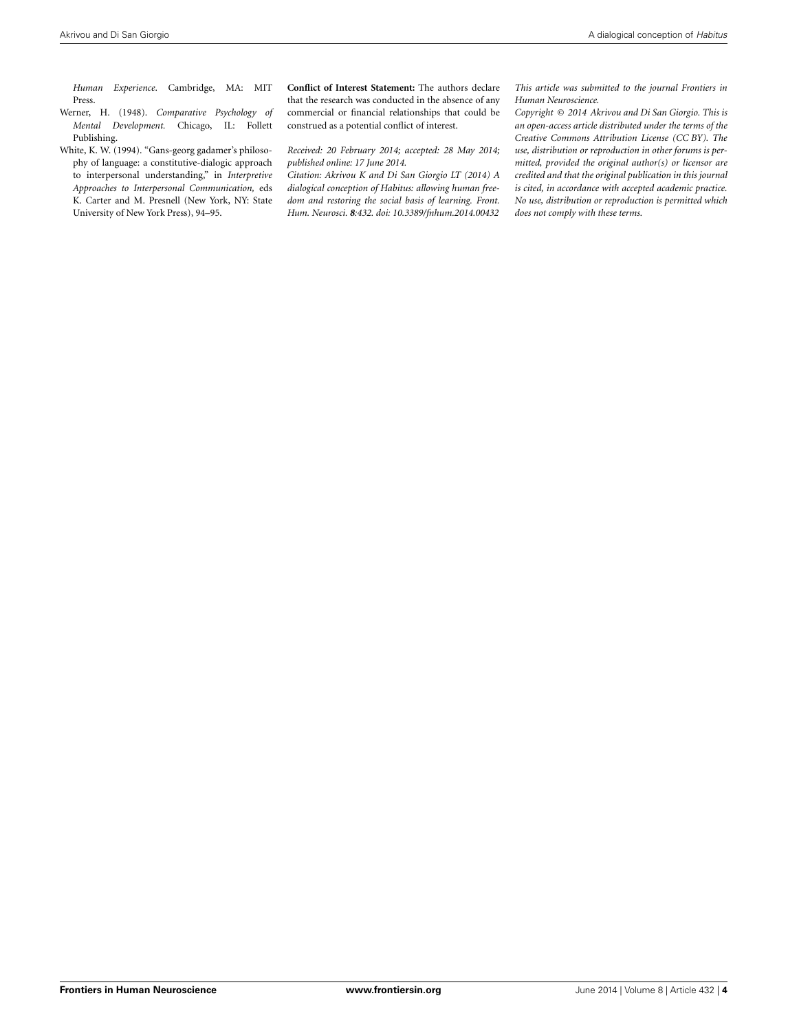*Human Experience*. Cambridge, MA: MIT Press.

Werner, H. (1948). *Comparative Psychology of Mental Development*. Chicago, IL: Follett Publishing.

White, K. W. (1994). "Gans-georg gadamer's philosophy of language: a constitutive-dialogic approach to interpersonal understanding," in *Interpretive Approaches to Interpersonal Communication,* eds K. Carter and M. Presnell (New York, NY: State University of New York Press), 94–95.

**Conflict of Interest Statement:** The authors declare that the research was conducted in the absence of any commercial or financial relationships that could be construed as a potential conflict of interest.

*Received: 20 February 2014; accepted: 28 May 2014; published online: 17 June 2014.*

*Citation: Akrivou K and Di San Giorgio LT (2014) A dialogical conception of Habitus: allowing human freedom and restoring the social basis of learning. Front. Hum. Neurosci. **8**:432. doi: 10.3389/fnhum.2014.00432*

*This article was submitted to the journal Frontiers in Human Neuroscience.*

*Copyright © 2014 Akrivou and Di San Giorgio. This is an open-access article distributed under the terms of the Creative Commons Attribution License (CC BY). The use, distribution or reproduction in other forums is permitted, provided the original author(s) or licensor are credited and that the original publication in this journal is cited, in accordance with accepted academic practice. No use, distribution or reproduction is permitted which does not comply with these terms.*